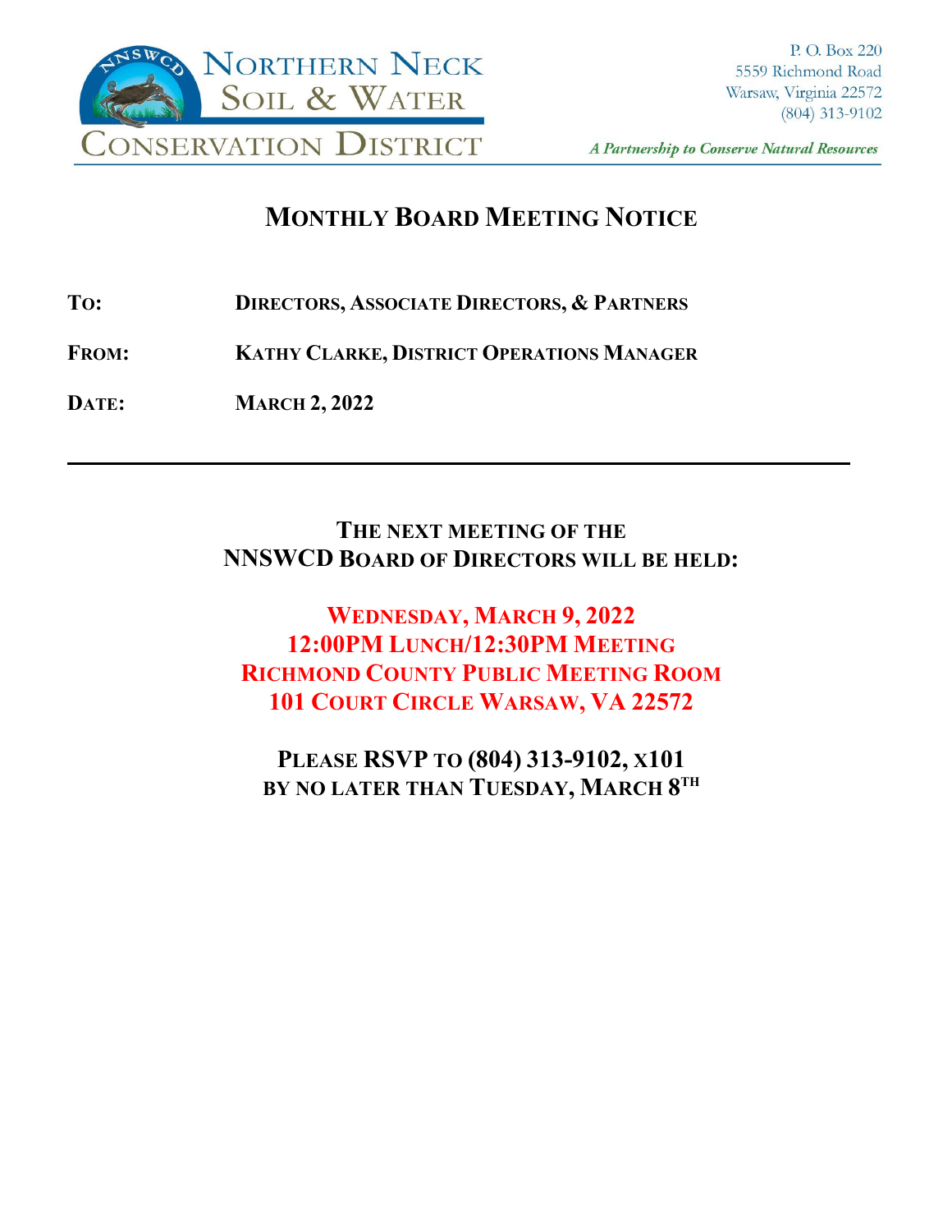Northern Neck Soil & Water Conservation District

P. O. Box 220
5559 Richmond Road
Warsaw, Virginia 22572
(804) 313-9102

*A Partnership to Conserve Natural Resources*

# MONTHLY BOARD MEETING NOTICE

**TO:** DIRECTORS, ASSOCIATE DIRECTORS, & PARTNERS

**FROM:** KATHY CLARKE, DISTRICT OPERATIONS MANAGER

**DATE:** MARCH 2, 2022

---

**THE NEXT MEETING OF THE NNSWCD BOARD OF DIRECTORS WILL BE HELD:**

**WEDNESDAY, MARCH 9, 2022**
**12:00PM LUNCH/12:30PM MEETING**
**RICHMOND COUNTY PUBLIC MEETING ROOM**
**101 COURT CIRCLE WARSAW, VA 22572**

**PLEASE RSVP TO (804) 313-9102, X101**
**BY NO LATER THAN TUESDAY, MARCH 8TH**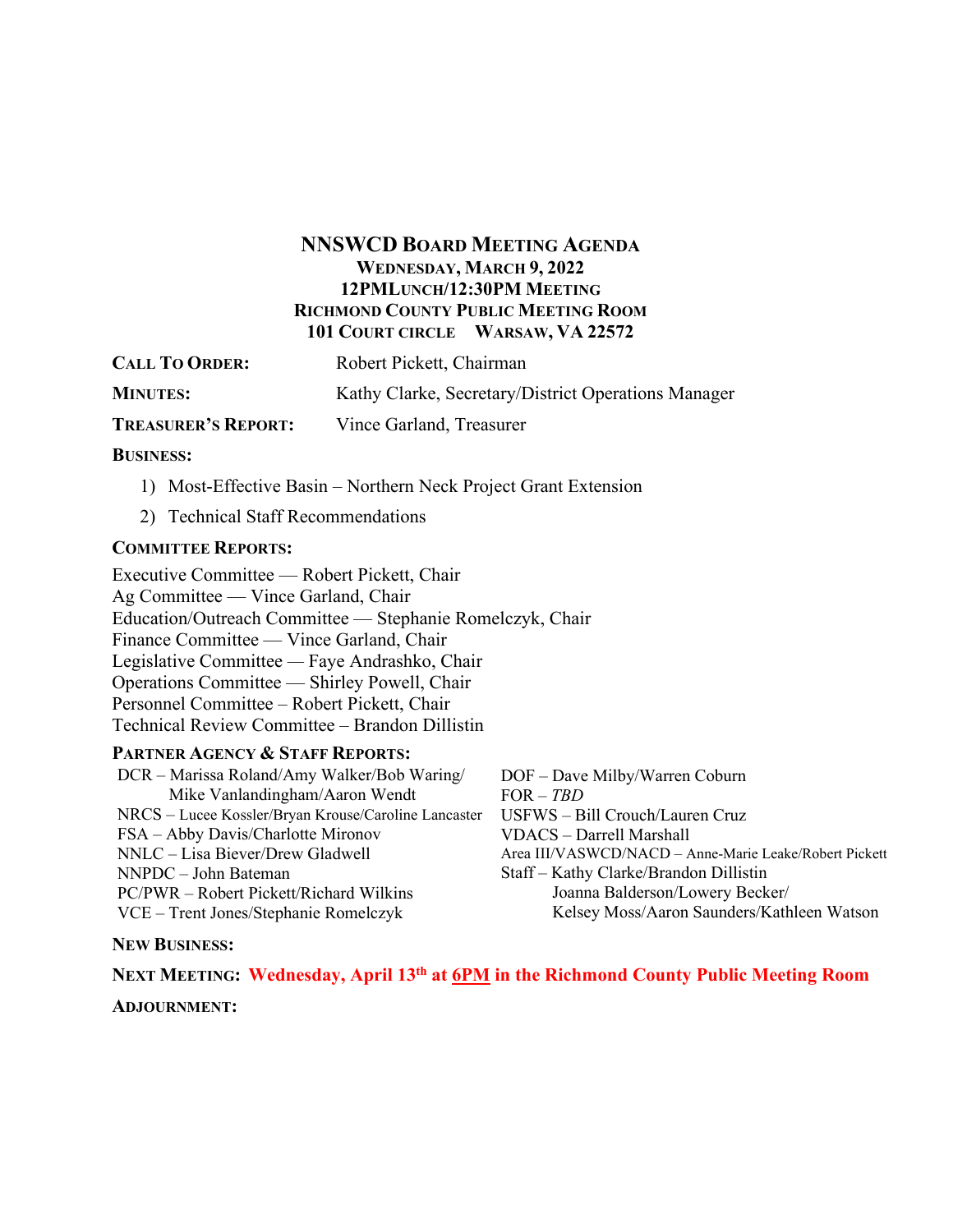# NNSWCD Board Meeting Agenda

**Wednesday, March 9, 2022**
**12PM Lunch/12:30PM Meeting**
**Richmond County Public Meeting Room**
**101 Court Circle Warsaw, VA 22572**

**Call To Order:** Robert Pickett, Chairman

**Minutes:** Kathy Clarke, Secretary/District Operations Manager

**Treasurer's Report:** Vince Garland, Treasurer

**Business:**

1) Most-Effective Basin – Northern Neck Project Grant Extension
2) Technical Staff Recommendations

**Committee Reports:**

Executive Committee — Robert Pickett, Chair
Ag Committee — Vince Garland, Chair
Education/Outreach Committee — Stephanie Romelczyk, Chair
Finance Committee — Vince Garland, Chair
Legislative Committee — Faye Andrashko, Chair
Operations Committee — Shirley Powell, Chair
Personnel Committee – Robert Pickett, Chair
Technical Review Committee – Brandon Dillistin

**Partner Agency & Staff Reports:**

DCR – Marissa Roland/Amy Walker/Bob Waring/Mike Vanlandingham/Aaron Wendt
NRCS – Lucee Kossler/Bryan Krouse/Caroline Lancaster
FSA – Abby Davis/Charlotte Mironov
NNLC – Lisa Biever/Drew Gladwell
NNPDC – John Bateman
PC/PWR – Robert Pickett/Richard Wilkins
VCE – Trent Jones/Stephanie Romelczyk
DOF – Dave Milby/Warren Coburn
FOR – *TBD*
USFWS – Bill Crouch/Lauren Cruz
VDACS – Darrell Marshall
Area III/VASWCD/NACD – Anne-Marie Leake/Robert Pickett
Staff – Kathy Clarke/Brandon Dillistin/Joanna Balderson/Lowery Becker/Kelsey Moss/Aaron Saunders/Kathleen Watson

**New Business:**

**Next Meeting:** **Wednesday, April 13th at 6PM in the Richmond County Public Meeting Room**

**Adjournment:**